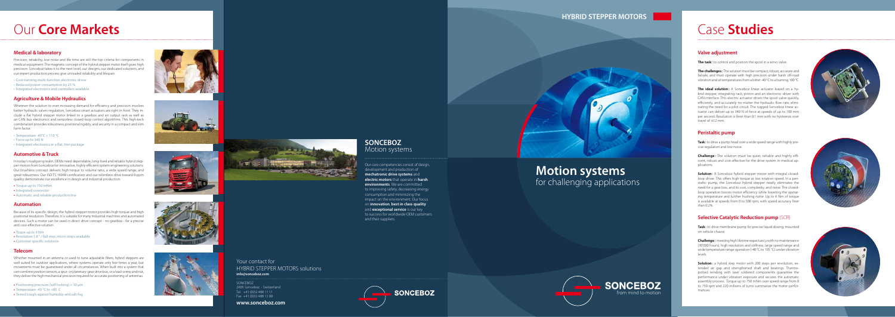# Our **Core Markets**

### Medical & laboratory

Precision, reliability, low noise and life time are still the top criteria for components in medical equipment. The magnetic concept of the hybrid stepper motor itself gives high precision. Sonceboz takes it to the next level, our designs, our dedicated solutions, and our expert production process give unrivaled reliability and lifespan.

- Cool running multi-function electronic driver
- Reduced power consumption by 25 %
- Integrated electronics and controllers available

### Agriculture & Mobile Hydraulics

Wherever the solution to ever-increasing demand for efficiency and precision involves better hydraulic valves regulation, Sonceboz smart actuators are right in front. They include a flat hybrid stepper motor linked to a gearbox and an output rack as well as an CAN bus electronics and sensorless closed-loop control algorithms. This high-tech combination provides robustness, positional rigidity, and security in a compact and slim form factor.

- Temperature -40°C + 110 °C
- Force up to 340 N
- Integrated electronics in a flat, thin package

### Automotive & Truck

In today's roadgoing realm, OEMs need dependable, long-lived and reliable hybrid stepper motors from Sonceboz for innovative, highly efficient system engineering solutions. Our brushless concept delivers high torque to volume ratio, a wide speed range, and great robustness. Our ISO TS 16949 certification and our relentless drive toward 0-ppm quality demonstrate our excellence in design and industrial production.

- Torque up to 750 mNm
- Integrated connector
- Automatic and reliable production line

### Automation

Because of its specific design, the hybrid stepper motor provides high torque and high positional resolution. Therefore, it is suitable for many industrial machines and automated devices. Such a motor can be used in direct drive concept – no gearbox - for a precise and cost-effective solution.

- Torque up to 9 Nm
- Resolution 1.8 ° / full step, micro-steps available
- Customer specific solutions

### Telecom

Whether mounted in an antenna or used to tune adjustable filters, hybrid steppers are well suited for outdoor applications, where systems operate only few times a year, but movements must be guaranteed under all circumstances. When built into a system that can combine position sensors, a spur- or planetary-gear drive box, or a lead-screw and nut, they deliver the high mechanical precision required for accurate positioning of antennas.

- Positioning precision (self locking) < 10 µm
- Temperature -40 °C to +85 °C
- Tested tough against humidity and salt fog

## SONCEBOZ
Motion systems

Our core competencies consist of design, development and production of **mechatronic drive systems** and **electric motors** that operate in **harsh environments**. We are committed to improving safety, decreasing energy consumption and minimizing the impact on the environment. Our focus on **innovation**, **best in class quality** and **exceptional service** is our key to success for worldwide OEM customers and their suppliers.

Your contact for
HYBRID STEPPER MOTORS solutions
**info@sonceboz.com**

SONCEBOZ
2605 Sonceboz – Switzerland
Tel. +41 (0)32 488 11 11
Fax +41 (0)32 488 11 00

**www.sonceboz.com**

**HYBRID STEPPER MOTORS**

# Motion systems
for challenging applications

SONCEBOZ
from mind to motion

# Case **Studies**

### Valve adjustment

**The task:** to control and position the spool in a servo valve.

**The challenges:** The solution must be compact, robust, accurate and failsafe, and must operate with high precision under harsh off-road vibration and at temperatures from a bitter -40°C to a burning 100°C.

**The ideal solution:** A Sonceboz linear actuator based on a hybrid stepper, integrating rack, pinion and an electronic driver with CAN interface. This electric actuator drives the spool valve quickly, efficiently, and accurately no matter the hydraulic flow rate, eliminating the need for a pilot circuit. The rugged Sonceboz linear actuator can deliver up to 340 N of force at speeds of up to 100 mm per second. Resolution is finer than 0.1 mm with no hysteresis over travel of ±12 mm.

### Peristaltic pump

**Task:** to drive a pump head over a wide speed range with highly precise regulation and low noise.

**Challenge:** The solution must be quiet, reliable and highly efficient, robust and cost-effective for the drive system in medical applications.

**Solution:** A Sonceboz hybrid stepper motor with integral closed-loop driver. This offers high torque at low rotation speed. In a peristaltic pump, the Sonceboz hybrid stepper neatly eliminates the need for a gear box, and its cost, complexity, and noise. The closed-loop operation boosts motor efficiency while lowering the operating temperature and further hushing noise. Up to 6 Nm of torque is available at speeds from 0 to 500 rpm, with speed accuracy finer than 0.2%.

### Selective Catalytic Reduction pump (SCR)

**Task:** to drive membrane pump for precise liquid dosing, mounted on vehicle chassis.

**Challenge:** meeting high lifetime expectancy with no maintenance (30'000 hours), high resolution and stiffness, large speed range and wide temperature range operation (-40 °C to 105 °C) under vibration levels.

**Solution:** a hybrid step motor with 200 steps per revolution, extended air gap and strengthened shaft and bearings. Thermo-potted winding with laser soldered components guarantee the performance under vibration exposure and secures the automatic assembly process. Torque up to 750 mNm over speed range from 0 to 750 rpm and 220 millions of turns summarize the motor performances.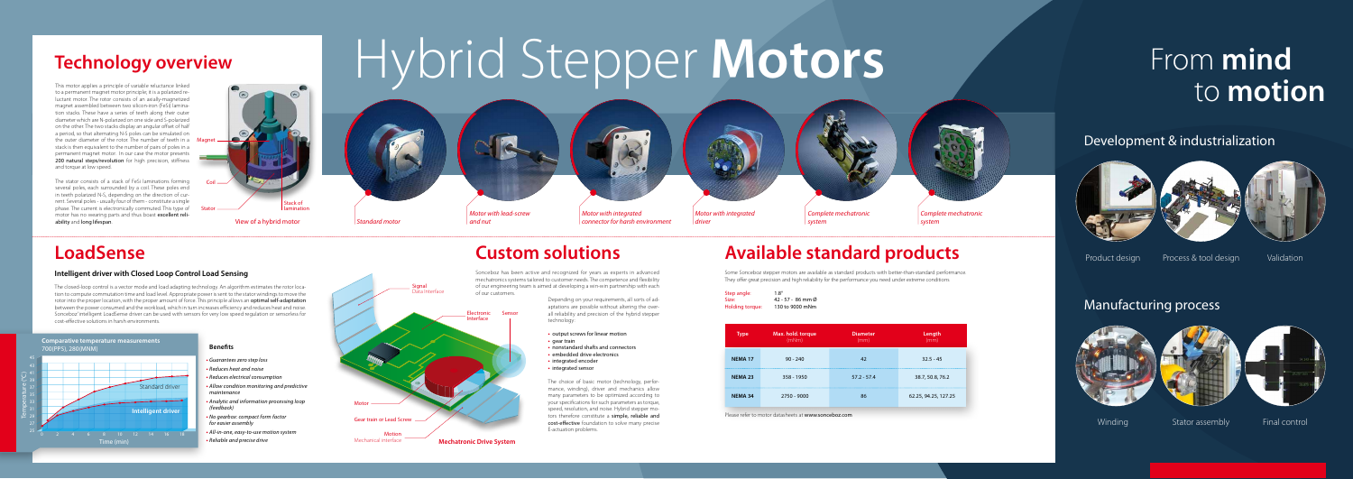# Hybrid Stepper **Motors**

# From **mind** to **motion**

## Technology overview

The motor applies a principle of variable reluctance linked to a permanent magnet motor principle; it is a polarized reluctant motor. The rotor consists of an axially-magnetized magnet assembled between two silicon-iron (FeSi) lamination stacks. These have a series of teeth along their outer diameter which are N-polarized on one side and S-polarized on the other. The two stacks display an angular offset of half a period, so that alternating N-S poles can be simulated on the outer diameter of the rotor. The number of teeth in a stack is then equivalent to the number of pairs of poles in a permanent magnet motor. In our case the motor presents **200 natural steps/revolution** for high precision, stiffness and torque at low speed.

The stator consists of a stack of FeSi laminations forming several poles, each surrounded by a coil. These poles end in teeth polarized N-S, depending on the direction of current. Several poles - usually four of them - constitute a single phase. The current is electronically commuted. This type of motor has no wearing parts and thus boast **excellent reliability** and **long lifespan**.

Magnet

Coil

Stator

Stack of lamination

View of a hybrid motor

Standard motor

Motor with lead-screw and nut

Motor with integrated connector for harsh environment

Motor with integrated driver

Complete mechatronic system

Complete mechatronic system

## Development & industrialization

Product design

Process & tool design

Validation

## Manufacturing process

Winding

Stator assembly

Final control

## LoadSense

### Intelligent driver with Closed Loop Control Load Sensing

The closed-loop control is a vector mode and load adapting technology. An algorithm estimates the rotor location to compute commutation time and load level. Appropriate power is sent to the stator windings to move the rotor into the proper location, with the proper amount of force. This principle allows an **optimal self-adaptation** between the power consumed and the workload, which in turn increases efficiency and reduces heat and noise. Sonceboz' intelligent LoadSense driver can be used with sensors for very low speed regulation or sensorless for cost-effective solutions in harsh environments.

Comparative temperature measurements
700(PPS), 280(MNM)

Temperature (°C)

Standard driver

Intelligent driver

Time (min)

#### Benefits

- *Guarantees zero step loss*
- *Reduces heat and noise*
- *Reduces electrical consumption*
- *Allow condition monitoring and predictive maintenance*
- *Analytic and information processing loop (feedback)*
- *No gearbox: compact form factor for easier assembly*
- *All-in-one, easy-to-use motion system*
- *Reliable and precise drive*

Signal
Data interface

Electronic Interface

Sensor

Motor

Gear train or Lead Screw

Motion
Mechanical interface

**Mechatronic Drive System**

## Custom solutions

Sonceboz has been active and recognized for years as experts in advanced mechatronics systems tailored to customer needs. The competence and flexibility of our engineering team is aimed at developing a win-win partnership with each of our customers.

Depending on your requirements, all sorts of adaptations are possible without altering the overall reliability and precision of the hybrid stepper technology:

- output screws for linear motion
- gear train
- nonstandard shafts and connectors
- embedded drive electronics
- integrated encoder
- integrated sensor

The choice of basic motor (technology, performance, winding), driver and mechanics allow many parameters to be optimized according to your specifications for such parameters as torque, speed, resolution, and noise. Hybrid stepper motors therefore constitute a **simple, reliable and cost-effective** foundation to solve many precise E-actuation problems.

## Available standard products

Some Sonceboz stepper motors are available as standard products with better-than-standard performance. They offer great precision and high reliability for the performance you need under extreme conditions.

Step angle: 1.8°
Size: 42 - 57 - 86 mm Ø
Holding torque: 130 to 9000 mNm

| Type | Max. hold. torque (mNm) | Diameter (mm) | Length (mm) |
|---|---|---|---|
| NEMA 17 | 90 - 240 | 42 | 32.5 - 45 |
| NEMA 23 | 358 - 1950 | 57.2 - 57.4 | 38.7, 50.8, 76.2 |
| NEMA 34 | 2750 - 9000 | 86 | 62.25, 94.25, 127.25 |

Please refer to motor datasheets at **www.sonceboz.com**